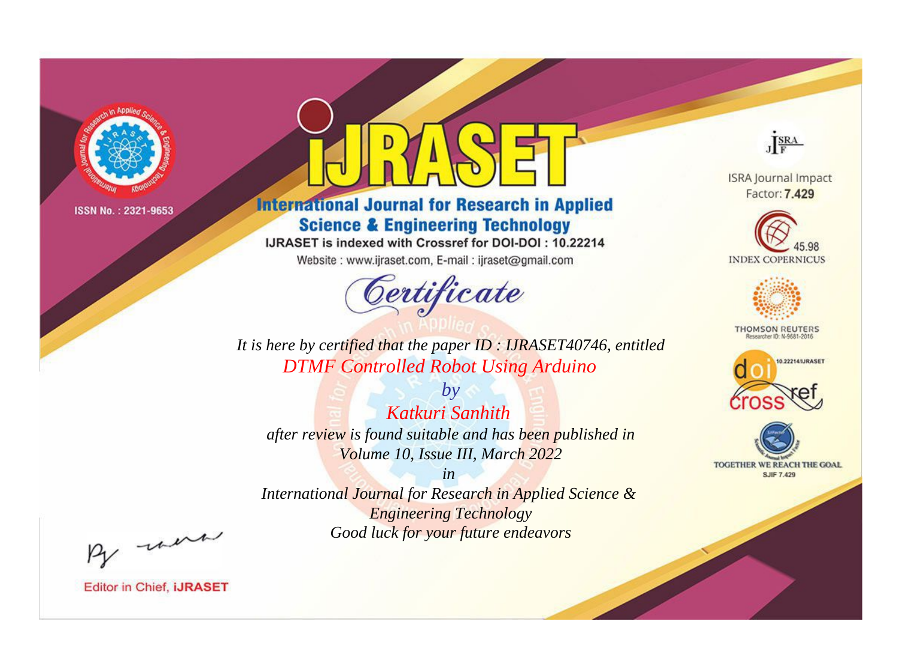ISSN No. : 2321-9653

# iJRASET

## International Journal for Research in Applied Science & Engineering Technology

IJRASET is indexed with Crossref for DOI-DOI : 10.22214

Website : www.ijraset.com, E-mail : ijraset@gmail.com

ISRA Journal Impact Factor: **7.429**

45.98 INDEX COPERNICUS

THOMSON REUTERS Researcher ID: N-9681-2016

10.22214/IJRASET

TOGETHER WE REACH THE GOAL SJIF 7.429

## *Certificate*

*It is here by certified that the paper ID : IJRASET40746, entitled*

*DTMF Controlled Robot Using Arduino*

*by*

*Katkuri Sanhith*

*after review is found suitable and has been published in*

*Volume 10, Issue III, March 2022*

*in*

*International Journal for Research in Applied Science & Engineering Technology*

*Good luck for your future endeavors*

Editor in Chief, **iJRASET**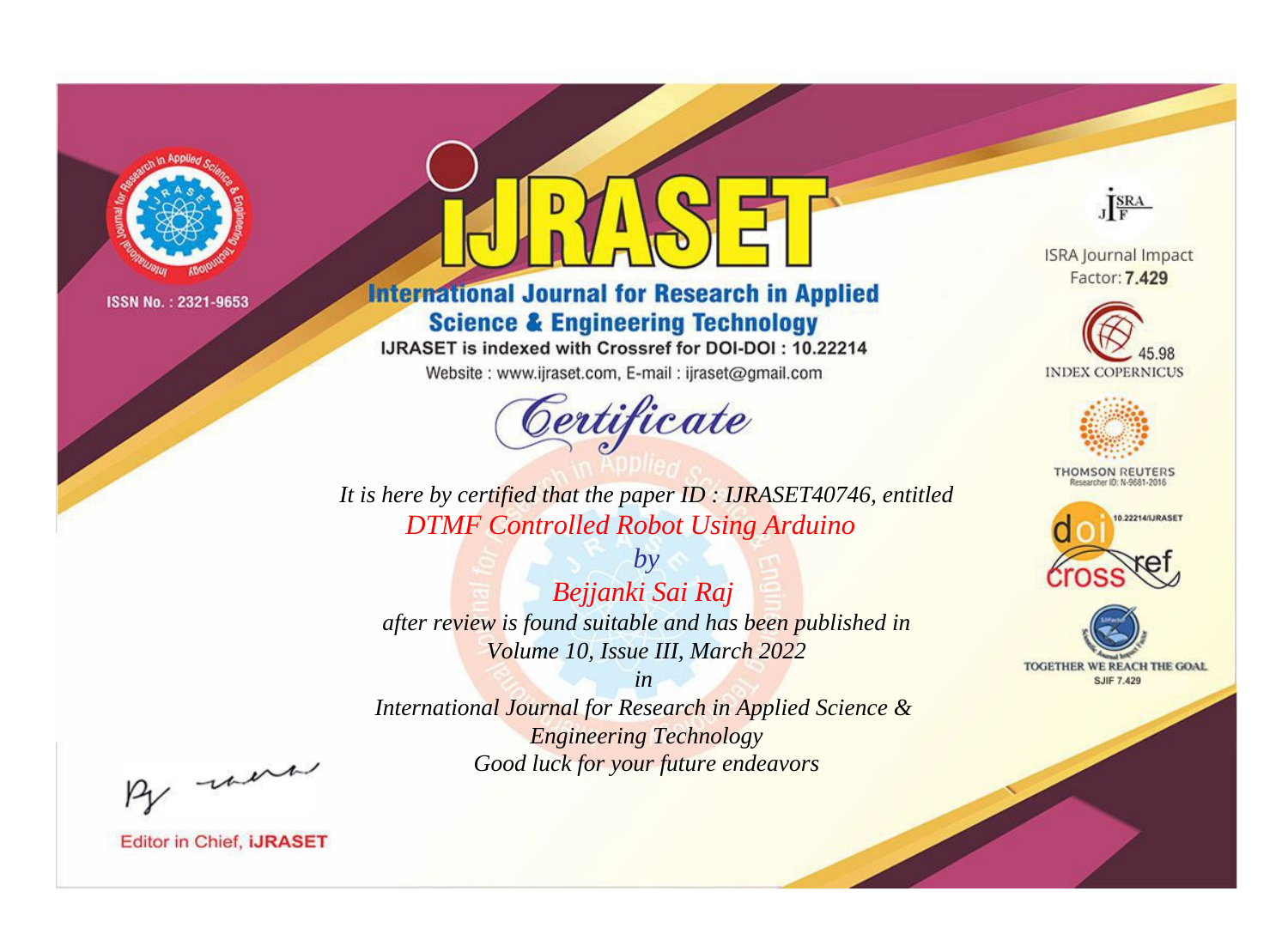ISSN No. : 2321-9653

# iJRASET

## International Journal for Research in Applied Science & Engineering Technology

IJRASET is indexed with Crossref for DOI-DOI : 10.22214

Website : www.ijraset.com, E-mail : ijraset@gmail.com

ISRA Journal Impact Factor: **7.429**

45.98 INDEX COPERNICUS

THOMSON REUTERS Researcher ID: N-9681-2016

10.22214/IJRASET

TOGETHER WE REACH THE GOAL SJIF 7.429

*Certificate*

*It is here by certified that the paper ID : IJRASET40746, entitled*

*DTMF Controlled Robot Using Arduino*

*by*

*Bejjanki Sai Raj*

*after review is found suitable and has been published in*

*Volume 10, Issue III, March 2022*

*in*

*International Journal for Research in Applied Science & Engineering Technology*

*Good luck for your future endeavors*

Editor in Chief, **iJRASET**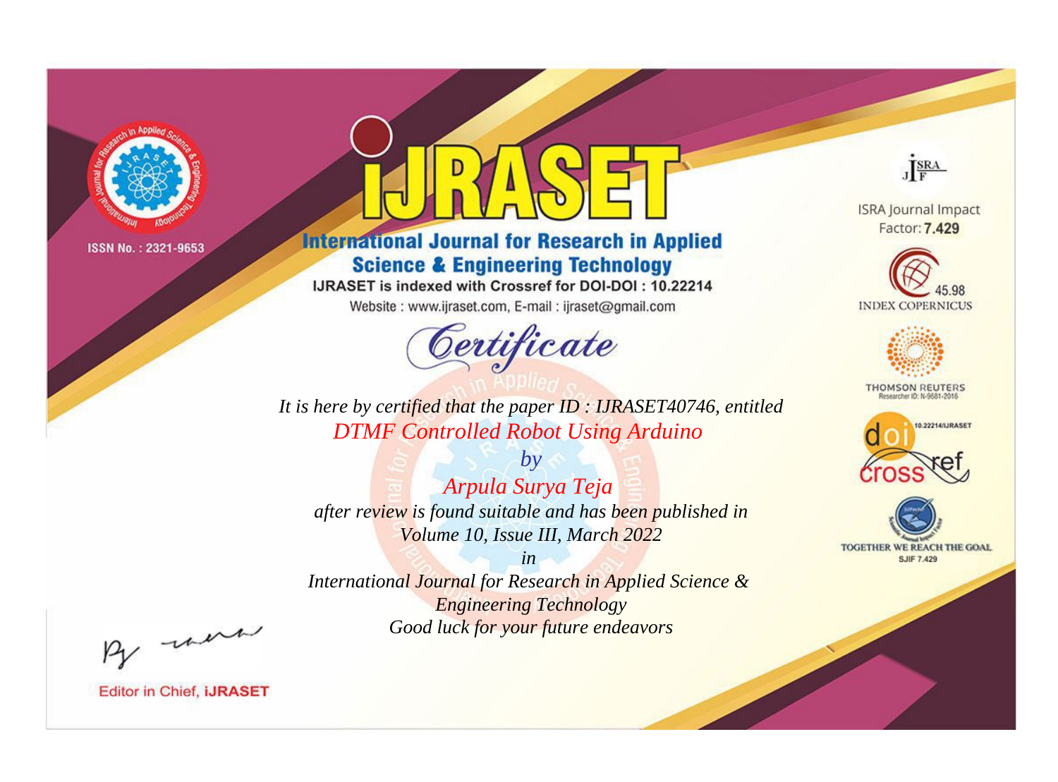ISSN No. : 2321-9653

# iJRASET

## International Journal for Research in Applied Science & Engineering Technology

IJRASET is indexed with Crossref for DOI-DOI : 10.22214

Website : www.ijraset.com, E-mail : ijraset@gmail.com

*Certificate*

*It is here by certified that the paper ID : IJRASET40746, entitled*

*DTMF Controlled Robot Using Arduino*

*by*

*Arpula Surya Teja*

*after review is found suitable and has been published in*

*Volume 10, Issue III, March 2022*

*in*

*International Journal for Research in Applied Science & Engineering Technology*

*Good luck for your future endeavors*

ISRA Journal Impact Factor: **7.429**

45.98 INDEX COPERNICUS

THOMSON REUTERS Researcher ID: N-9681-2016

10.22214/IJRASET

TOGETHER WE REACH THE GOAL SJIF 7.429

Editor in Chief, **iJRASET**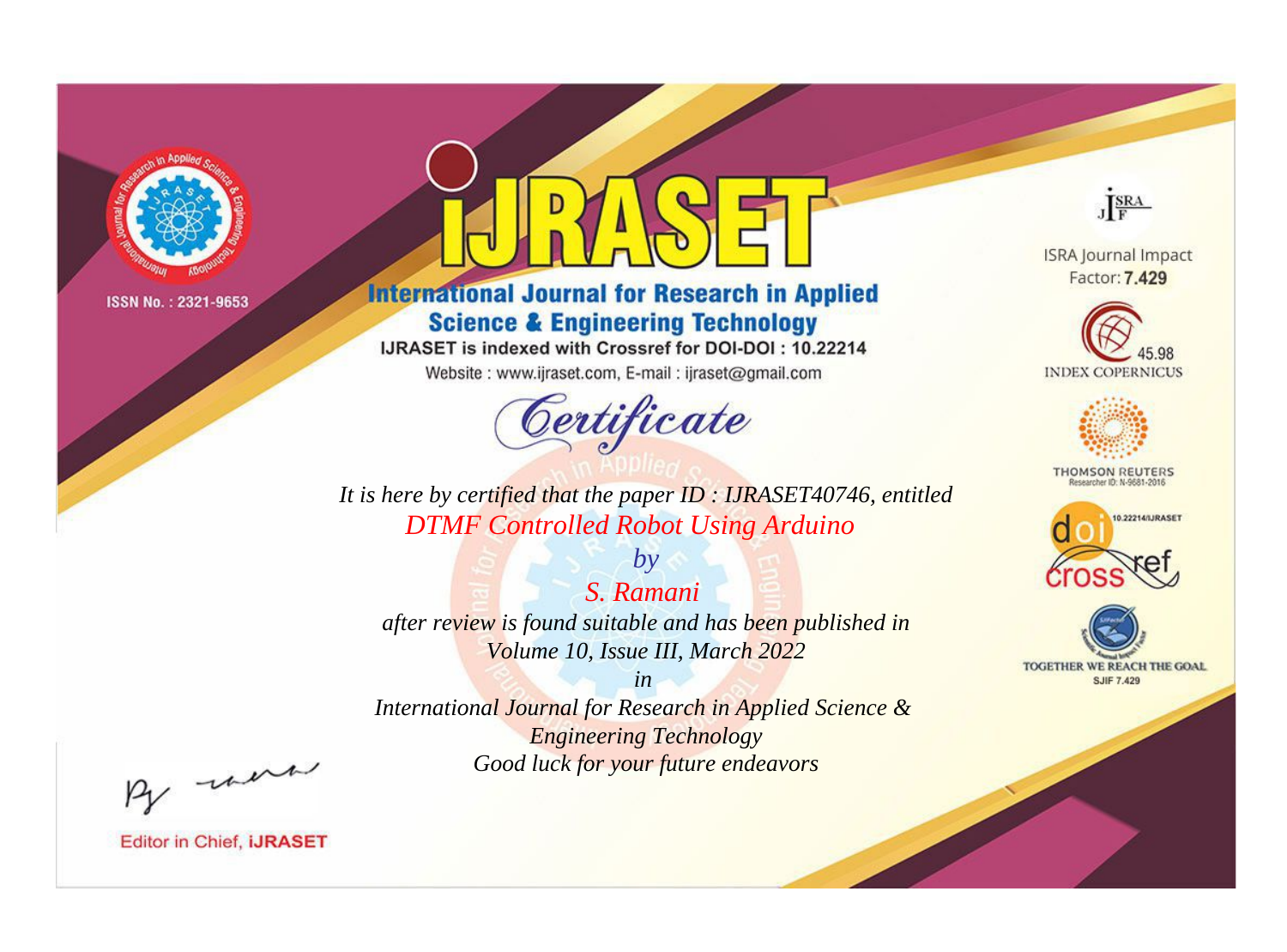ISSN No. : 2321-9653

# IJRASET

## International Journal for Research in Applied Science & Engineering Technology

IJRASET is indexed with Crossref for DOI-DOI : 10.22214

Website : www.ijraset.com, E-mail : ijraset@gmail.com

*Certificate*

*It is here by certified that the paper ID : IJRASET40746, entitled*

*DTMF Controlled Robot Using Arduino*

*by*

*S. Ramani*

*after review is found suitable and has been published in*

*Volume 10, Issue III, March 2022*

*in*

*International Journal for Research in Applied Science & Engineering Technology*

*Good luck for your future endeavors*

ISRA Journal Impact Factor: **7.429**

45.98 INDEX COPERNICUS

THOMSON REUTERS Researcher ID: N-9681-2016

10.22214/IJRASET

TOGETHER WE REACH THE GOAL SJIF 7.429

Editor in Chief, **iJRASET**